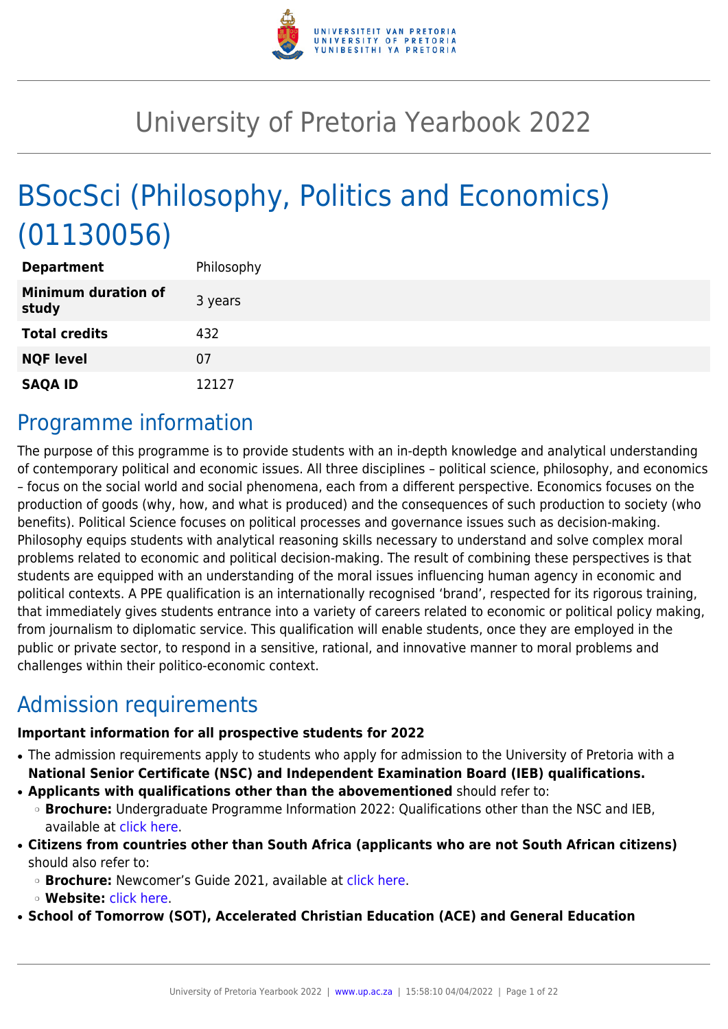# University of Pretoria Yearbook 2022

# BSocSci (Philosophy, Politics and Economics) (01130056)

| | |
|---|---|
| **Department** | Philosophy |
| **Minimum duration of study** | 3 years |
| **Total credits** | 432 |
| **NQF level** | 07 |
| **SAQA ID** | 12127 |

## Programme information

The purpose of this programme is to provide students with an in-depth knowledge and analytical understanding of contemporary political and economic issues. All three disciplines – political science, philosophy, and economics – focus on the social world and social phenomena, each from a different perspective. Economics focuses on the production of goods (why, how, and what is produced) and the consequences of such production to society (who benefits). Political Science focuses on political processes and governance issues such as decision-making. Philosophy equips students with analytical reasoning skills necessary to understand and solve complex moral problems related to economic and political decision-making. The result of combining these perspectives is that students are equipped with an understanding of the moral issues influencing human agency in economic and political contexts. A PPE qualification is an internationally recognised 'brand', respected for its rigorous training, that immediately gives students entrance into a variety of careers related to economic or political policy making, from journalism to diplomatic service. This qualification will enable students, once they are employed in the public or private sector, to respond in a sensitive, rational, and innovative manner to moral problems and challenges within their politico-economic context.

## Admission requirements

**Important information for all prospective students for 2022**

- The admission requirements apply to students who apply for admission to the University of Pretoria with a **National Senior Certificate (NSC) and Independent Examination Board (IEB) qualifications.**
- **Applicants with qualifications other than the abovementioned** should refer to:
  - **Brochure:** Undergraduate Programme Information 2022: Qualifications other than the NSC and IEB, available at click here.
- **Citizens from countries other than South Africa (applicants who are not South African citizens)** should also refer to:
  - **Brochure:** Newcomer's Guide 2021, available at click here.
  - **Website:** click here.
- **School of Tomorrow (SOT), Accelerated Christian Education (ACE) and General Education**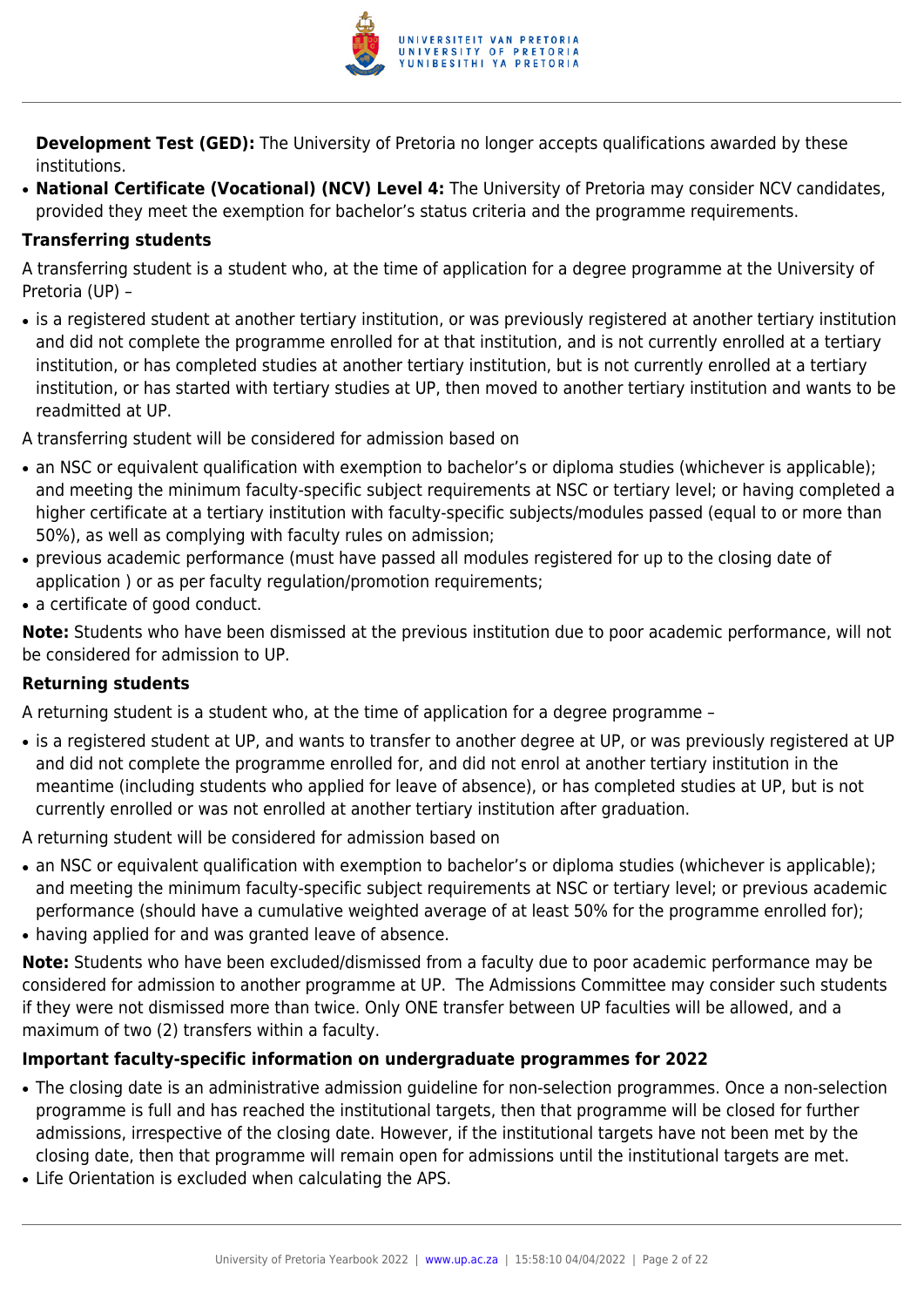**Development Test (GED):** The University of Pretoria no longer accepts qualifications awarded by these institutions.

- **National Certificate (Vocational) (NCV) Level 4:** The University of Pretoria may consider NCV candidates, provided they meet the exemption for bachelor's status criteria and the programme requirements.

**Transferring students**

A transferring student is a student who, at the time of application for a degree programme at the University of Pretoria (UP) –

- is a registered student at another tertiary institution, or was previously registered at another tertiary institution and did not complete the programme enrolled for at that institution, and is not currently enrolled at a tertiary institution, or has completed studies at another tertiary institution, but is not currently enrolled at a tertiary institution, or has started with tertiary studies at UP, then moved to another tertiary institution and wants to be readmitted at UP.

A transferring student will be considered for admission based on

- an NSC or equivalent qualification with exemption to bachelor's or diploma studies (whichever is applicable); and meeting the minimum faculty-specific subject requirements at NSC or tertiary level; or having completed a higher certificate at a tertiary institution with faculty-specific subjects/modules passed (equal to or more than 50%), as well as complying with faculty rules on admission;
- previous academic performance (must have passed all modules registered for up to the closing date of application ) or as per faculty regulation/promotion requirements;
- a certificate of good conduct.

**Note:** Students who have been dismissed at the previous institution due to poor academic performance, will not be considered for admission to UP.

**Returning students**

A returning student is a student who, at the time of application for a degree programme –

- is a registered student at UP, and wants to transfer to another degree at UP, or was previously registered at UP and did not complete the programme enrolled for, and did not enrol at another tertiary institution in the meantime (including students who applied for leave of absence), or has completed studies at UP, but is not currently enrolled or was not enrolled at another tertiary institution after graduation.

A returning student will be considered for admission based on

- an NSC or equivalent qualification with exemption to bachelor's or diploma studies (whichever is applicable); and meeting the minimum faculty-specific subject requirements at NSC or tertiary level; or previous academic performance (should have a cumulative weighted average of at least 50% for the programme enrolled for);
- having applied for and was granted leave of absence.

**Note:** Students who have been excluded/dismissed from a faculty due to poor academic performance may be considered for admission to another programme at UP. The Admissions Committee may consider such students if they were not dismissed more than twice. Only ONE transfer between UP faculties will be allowed, and a maximum of two (2) transfers within a faculty.

**Important faculty-specific information on undergraduate programmes for 2022**

- The closing date is an administrative admission guideline for non-selection programmes. Once a non-selection programme is full and has reached the institutional targets, then that programme will be closed for further admissions, irrespective of the closing date. However, if the institutional targets have not been met by the closing date, then that programme will remain open for admissions until the institutional targets are met.
- Life Orientation is excluded when calculating the APS.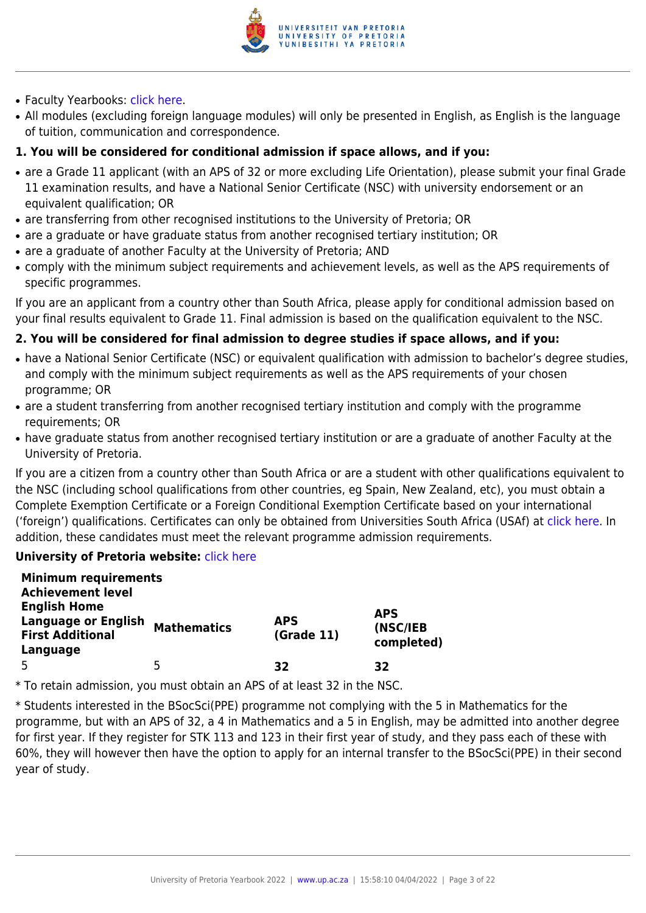- Faculty Yearbooks: click here.
- All modules (excluding foreign language modules) will only be presented in English, as English is the language of tuition, communication and correspondence.

**1. You will be considered for conditional admission if space allows, and if you:**

- are a Grade 11 applicant (with an APS of 32 or more excluding Life Orientation), please submit your final Grade 11 examination results, and have a National Senior Certificate (NSC) with university endorsement or an equivalent qualification; OR
- are transferring from other recognised institutions to the University of Pretoria; OR
- are a graduate or have graduate status from another recognised tertiary institution; OR
- are a graduate of another Faculty at the University of Pretoria; AND
- comply with the minimum subject requirements and achievement levels, as well as the APS requirements of specific programmes.

If you are an applicant from a country other than South Africa, please apply for conditional admission based on your final results equivalent to Grade 11. Final admission is based on the qualification equivalent to the NSC.

**2. You will be considered for final admission to degree studies if space allows, and if you:**

- have a National Senior Certificate (NSC) or equivalent qualification with admission to bachelor's degree studies, and comply with the minimum subject requirements as well as the APS requirements of your chosen programme; OR
- are a student transferring from another recognised tertiary institution and comply with the programme requirements; OR
- have graduate status from another recognised tertiary institution or are a graduate of another Faculty at the University of Pretoria.

If you are a citizen from a country other than South Africa or are a student with other qualifications equivalent to the NSC (including school qualifications from other countries, eg Spain, New Zealand, etc), you must obtain a Complete Exemption Certificate or a Foreign Conditional Exemption Certificate based on your international ('foreign') qualifications. Certificates can only be obtained from Universities South Africa (USAf) at click here. In addition, these candidates must meet the relevant programme admission requirements.

**University of Pretoria website:** click here

| **Minimum requirements Achievement level English Home Language or English First Additional Language** | **Mathematics** | **APS (Grade 11)** | **APS (NSC/IEB completed)** |
|---|---|---|---|
| 5 | 5 | **32** | **32** |

* To retain admission, you must obtain an APS of at least 32 in the NSC.

* Students interested in the BSocSci(PPE) programme not complying with the 5 in Mathematics for the programme, but with an APS of 32, a 4 in Mathematics and a 5 in English, may be admitted into another degree for first year. If they register for STK 113 and 123 in their first year of study, and they pass each of these with 60%, they will however then have the option to apply for an internal transfer to the BSocSci(PPE) in their second year of study.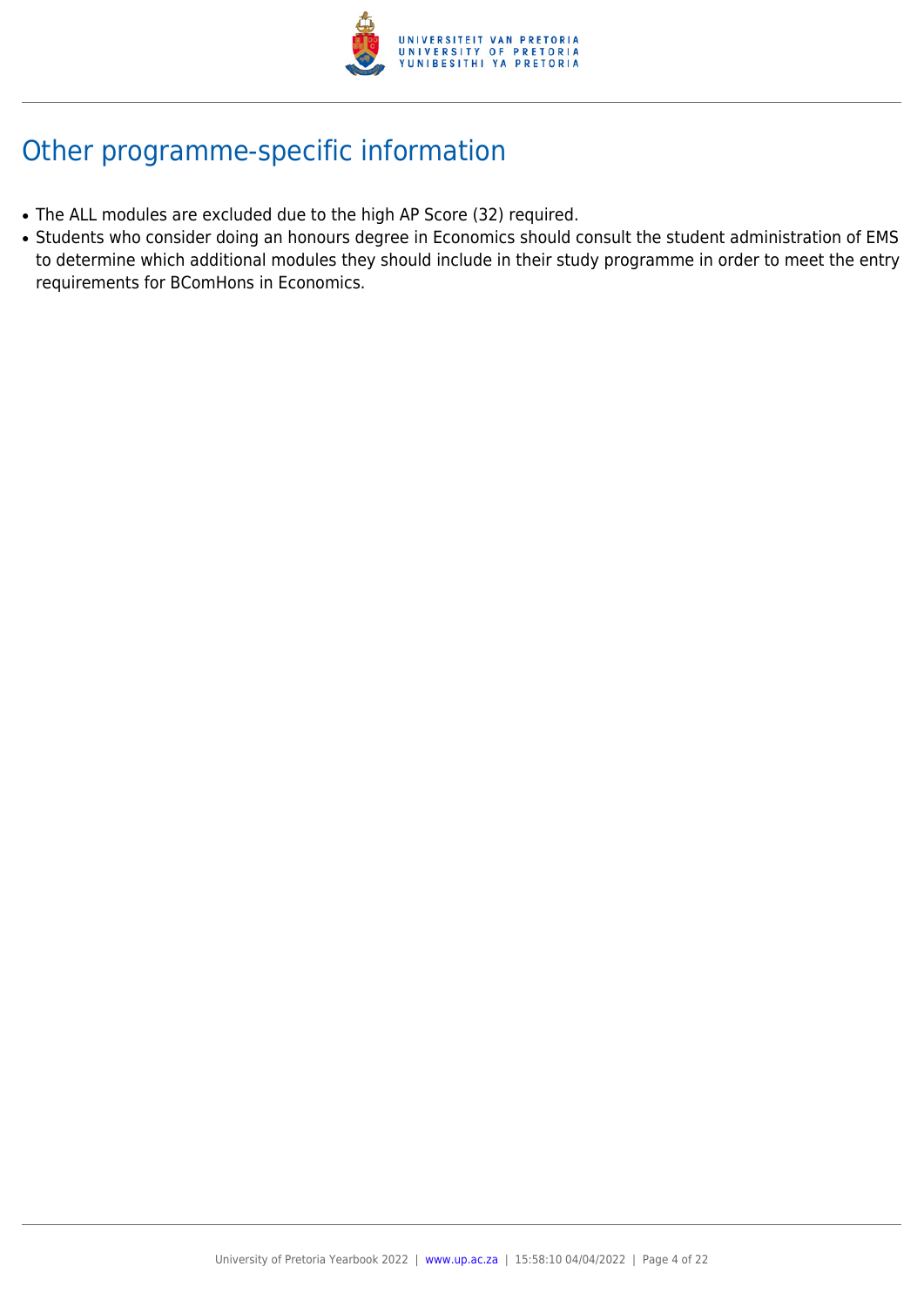## Other programme-specific information

- The ALL modules are excluded due to the high AP Score (32) required.
- Students who consider doing an honours degree in Economics should consult the student administration of EMS to determine which additional modules they should include in their study programme in order to meet the entry requirements for BComHons in Economics.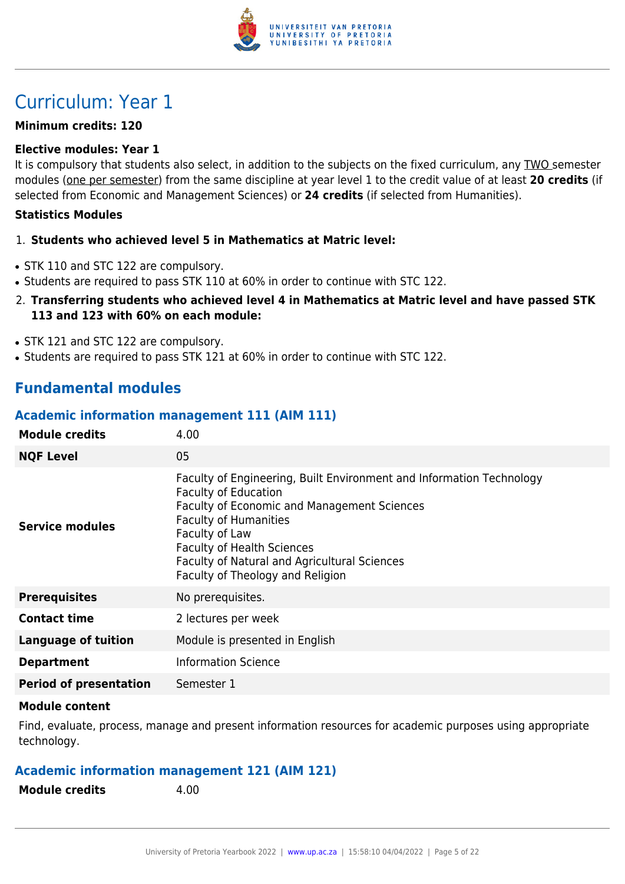# Curriculum: Year 1

**Minimum credits: 120**

**Elective modules: Year 1**

It is compulsory that students also select, in addition to the subjects on the fixed curriculum, any TWO semester modules (one per semester) from the same discipline at year level 1 to the credit value of at least **20 credits** (if selected from Economic and Management Sciences) or **24 credits** (if selected from Humanities).

**Statistics Modules**

1. **Students who achieved level 5 in Mathematics at Matric level:**

- STK 110 and STC 122 are compulsory.
- Students are required to pass STK 110 at 60% in order to continue with STC 122.

2. **Transferring students who achieved level 4 in Mathematics at Matric level and have passed STK 113 and 123 with 60% on each module:**

- STK 121 and STC 122 are compulsory.
- Students are required to pass STK 121 at 60% in order to continue with STC 122.

## Fundamental modules

### Academic information management 111 (AIM 111)

| | |
|---|---|
| **Module credits** | 4.00 |
| **NQF Level** | 05 |
| **Service modules** | Faculty of Engineering, Built Environment and Information Technology<br>Faculty of Education<br>Faculty of Economic and Management Sciences<br>Faculty of Humanities<br>Faculty of Law<br>Faculty of Health Sciences<br>Faculty of Natural and Agricultural Sciences<br>Faculty of Theology and Religion |
| **Prerequisites** | No prerequisites. |
| **Contact time** | 2 lectures per week |
| **Language of tuition** | Module is presented in English |
| **Department** | Information Science |
| **Period of presentation** | Semester 1 |

**Module content**

Find, evaluate, process, manage and present information resources for academic purposes using appropriate technology.

### Academic information management 121 (AIM 121)

| | |
|---|---|
| **Module credits** | 4.00 |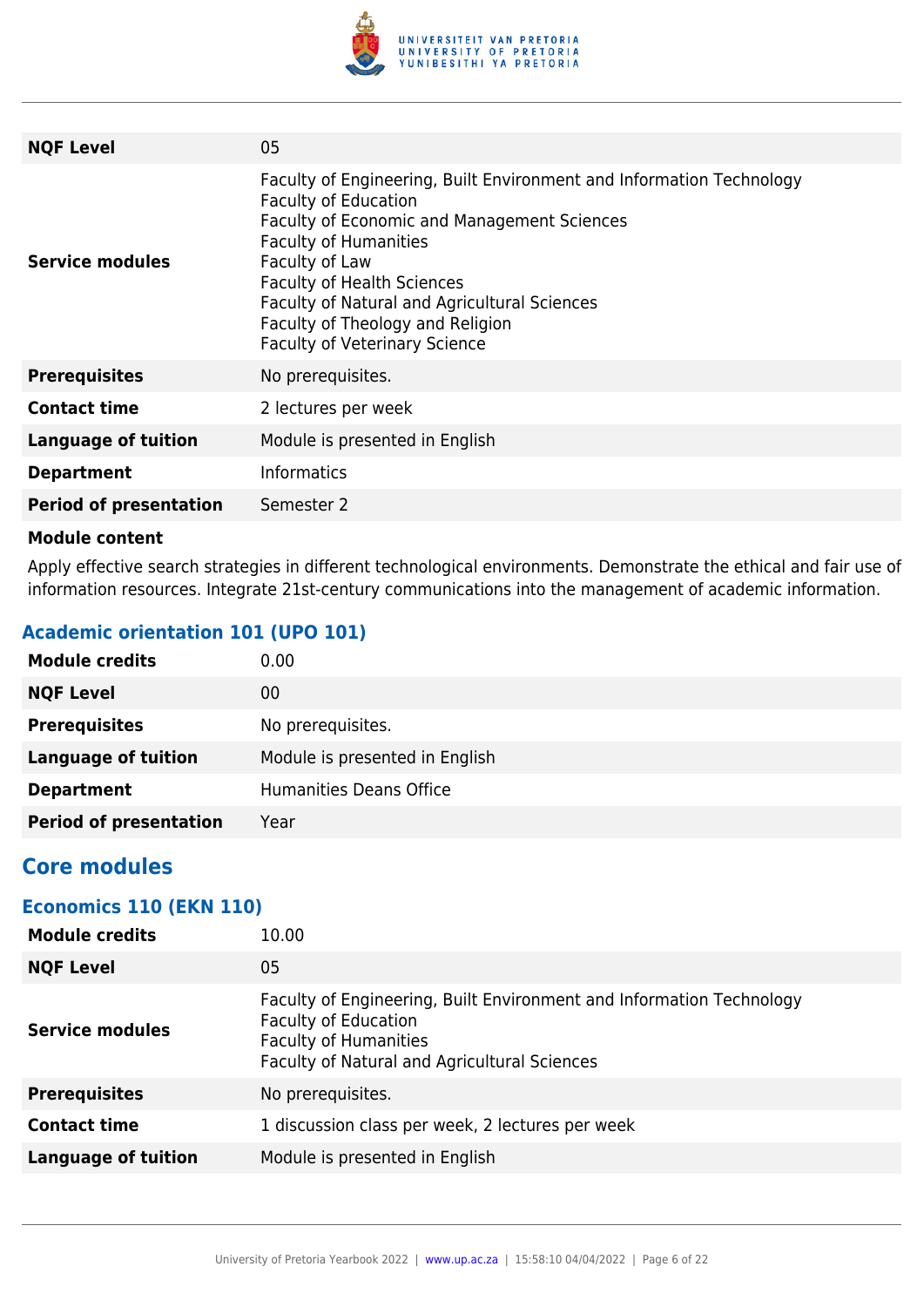| | |
|---|---|
| **NQF Level** | 05 |
| **Service modules** | Faculty of Engineering, Built Environment and Information Technology<br>Faculty of Education<br>Faculty of Economic and Management Sciences<br>Faculty of Humanities<br>Faculty of Law<br>Faculty of Health Sciences<br>Faculty of Natural and Agricultural Sciences<br>Faculty of Theology and Religion<br>Faculty of Veterinary Science |
| **Prerequisites** | No prerequisites. |
| **Contact time** | 2 lectures per week |
| **Language of tuition** | Module is presented in English |
| **Department** | Informatics |
| **Period of presentation** | Semester 2 |

**Module content**

Apply effective search strategies in different technological environments. Demonstrate the ethical and fair use of information resources. Integrate 21st-century communications into the management of academic information.

### Academic orientation 101 (UPO 101)

| | |
|---|---|
| **Module credits** | 0.00 |
| **NQF Level** | 00 |
| **Prerequisites** | No prerequisites. |
| **Language of tuition** | Module is presented in English |
| **Department** | Humanities Deans Office |
| **Period of presentation** | Year |

## Core modules

### Economics 110 (EKN 110)

| | |
|---|---|
| **Module credits** | 10.00 |
| **NQF Level** | 05 |
| **Service modules** | Faculty of Engineering, Built Environment and Information Technology<br>Faculty of Education<br>Faculty of Humanities<br>Faculty of Natural and Agricultural Sciences |
| **Prerequisites** | No prerequisites. |
| **Contact time** | 1 discussion class per week, 2 lectures per week |
| **Language of tuition** | Module is presented in English |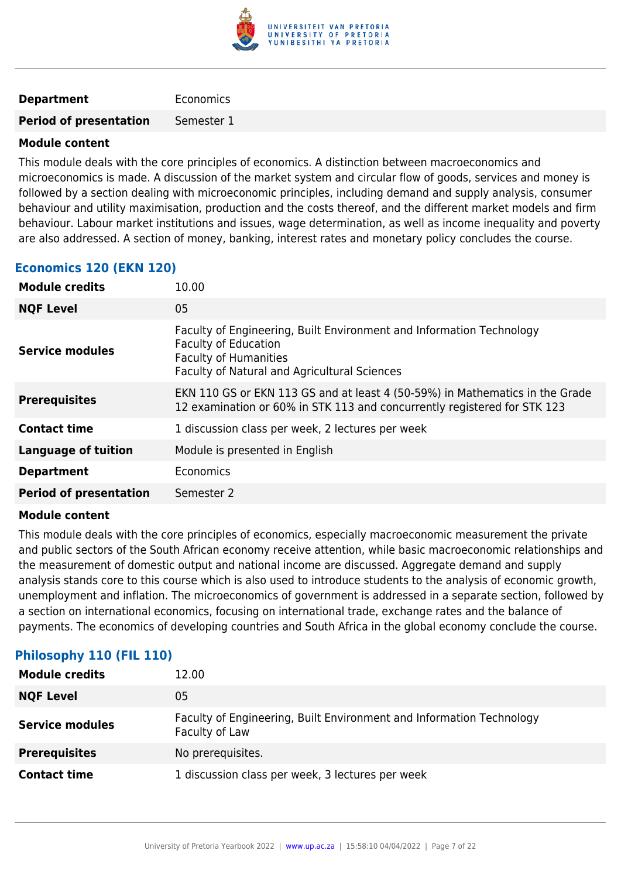| | |
|---|---|
| **Department** | Economics |
| **Period of presentation** | Semester 1 |

**Module content**

This module deals with the core principles of economics. A distinction between macroeconomics and microeconomics is made. A discussion of the market system and circular flow of goods, services and money is followed by a section dealing with microeconomic principles, including demand and supply analysis, consumer behaviour and utility maximisation, production and the costs thereof, and the different market models and firm behaviour. Labour market institutions and issues, wage determination, as well as income inequality and poverty are also addressed. A section of money, banking, interest rates and monetary policy concludes the course.

### Economics 120 (EKN 120)

| | |
|---|---|
| **Module credits** | 10.00 |
| **NQF Level** | 05 |
| **Service modules** | Faculty of Engineering, Built Environment and Information Technology<br>Faculty of Education<br>Faculty of Humanities<br>Faculty of Natural and Agricultural Sciences |
| **Prerequisites** | EKN 110 GS or EKN 113 GS and at least 4 (50-59%) in Mathematics in the Grade 12 examination or 60% in STK 113 and concurrently registered for STK 123 |
| **Contact time** | 1 discussion class per week, 2 lectures per week |
| **Language of tuition** | Module is presented in English |
| **Department** | Economics |
| **Period of presentation** | Semester 2 |

**Module content**

This module deals with the core principles of economics, especially macroeconomic measurement the private and public sectors of the South African economy receive attention, while basic macroeconomic relationships and the measurement of domestic output and national income are discussed. Aggregate demand and supply analysis stands core to this course which is also used to introduce students to the analysis of economic growth, unemployment and inflation. The microeconomics of government is addressed in a separate section, followed by a section on international economics, focusing on international trade, exchange rates and the balance of payments. The economics of developing countries and South Africa in the global economy conclude the course.

### Philosophy 110 (FIL 110)

| | |
|---|---|
| **Module credits** | 12.00 |
| **NQF Level** | 05 |
| **Service modules** | Faculty of Engineering, Built Environment and Information Technology<br>Faculty of Law |
| **Prerequisites** | No prerequisites. |
| **Contact time** | 1 discussion class per week, 3 lectures per week |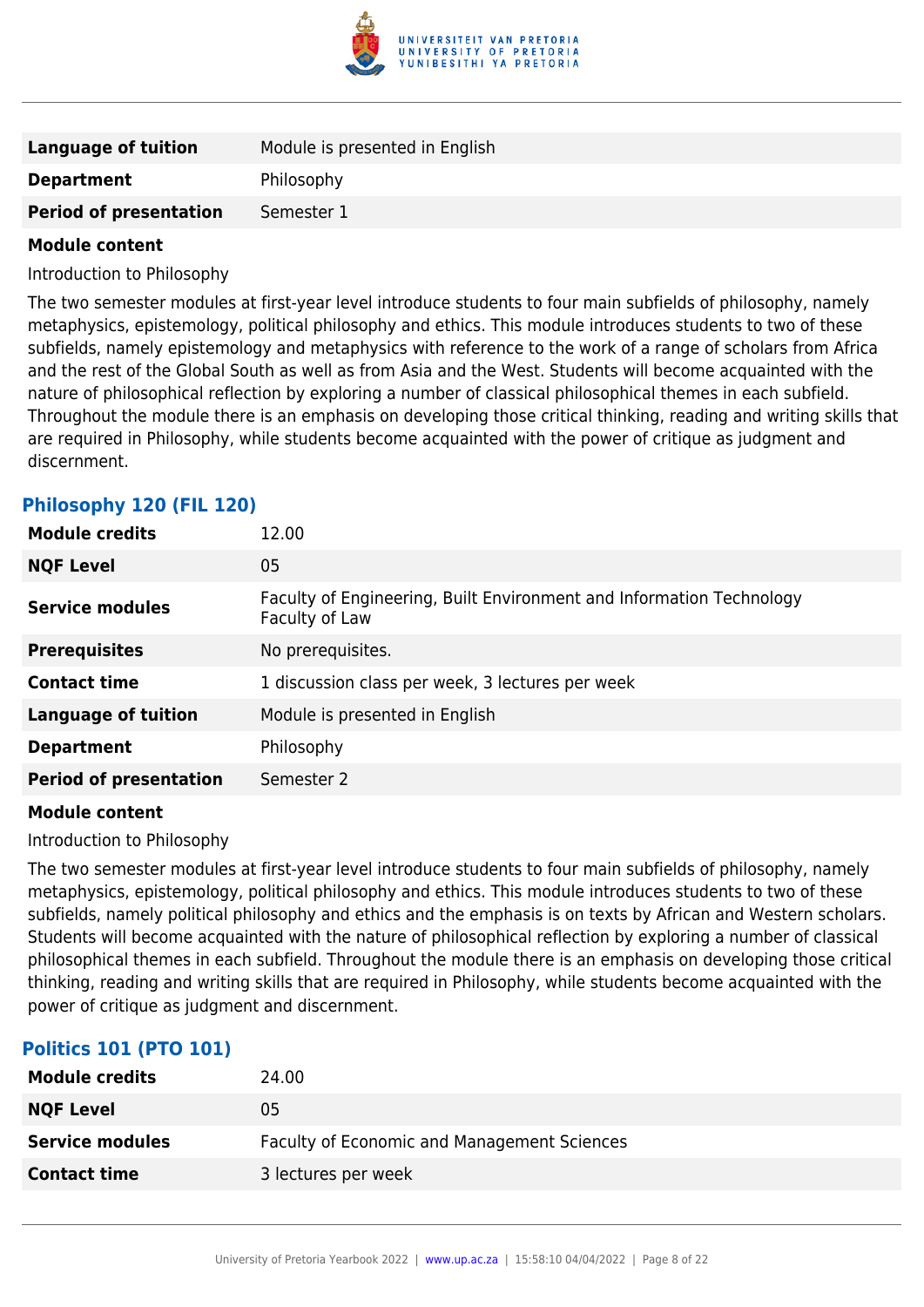| | |
|---|---|
| **Language of tuition** | Module is presented in English |
| **Department** | Philosophy |
| **Period of presentation** | Semester 1 |

**Module content**

Introduction to Philosophy

The two semester modules at first-year level introduce students to four main subfields of philosophy, namely metaphysics, epistemology, political philosophy and ethics. This module introduces students to two of these subfields, namely epistemology and metaphysics with reference to the work of a range of scholars from Africa and the rest of the Global South as well as from Asia and the West. Students will become acquainted with the nature of philosophical reflection by exploring a number of classical philosophical themes in each subfield. Throughout the module there is an emphasis on developing those critical thinking, reading and writing skills that are required in Philosophy, while students become acquainted with the power of critique as judgment and discernment.

### Philosophy 120 (FIL 120)

| | |
|---|---|
| **Module credits** | 12.00 |
| **NQF Level** | 05 |
| **Service modules** | Faculty of Engineering, Built Environment and Information Technology<br>Faculty of Law |
| **Prerequisites** | No prerequisites. |
| **Contact time** | 1 discussion class per week, 3 lectures per week |
| **Language of tuition** | Module is presented in English |
| **Department** | Philosophy |
| **Period of presentation** | Semester 2 |

**Module content**

Introduction to Philosophy

The two semester modules at first-year level introduce students to four main subfields of philosophy, namely metaphysics, epistemology, political philosophy and ethics. This module introduces students to two of these subfields, namely political philosophy and ethics and the emphasis is on texts by African and Western scholars. Students will become acquainted with the nature of philosophical reflection by exploring a number of classical philosophical themes in each subfield. Throughout the module there is an emphasis on developing those critical thinking, reading and writing skills that are required in Philosophy, while students become acquainted with the power of critique as judgment and discernment.

### Politics 101 (PTO 101)

| | |
|---|---|
| **Module credits** | 24.00 |
| **NQF Level** | 05 |
| **Service modules** | Faculty of Economic and Management Sciences |
| **Contact time** | 3 lectures per week |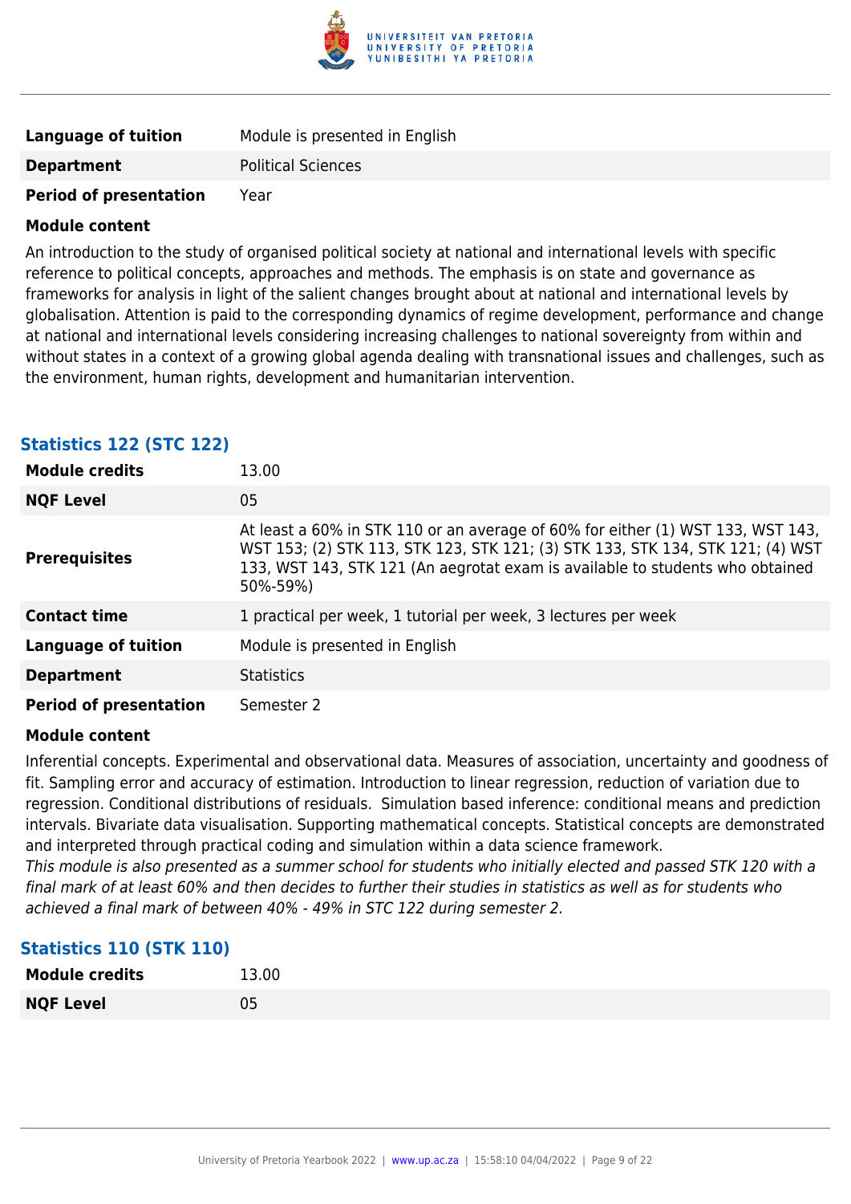| | |
|---|---|
| **Language of tuition** | Module is presented in English |
| **Department** | Political Sciences |
| **Period of presentation** | Year |

**Module content**

An introduction to the study of organised political society at national and international levels with specific reference to political concepts, approaches and methods. The emphasis is on state and governance as frameworks for analysis in light of the salient changes brought about at national and international levels by globalisation. Attention is paid to the corresponding dynamics of regime development, performance and change at national and international levels considering increasing challenges to national sovereignty from within and without states in a context of a growing global agenda dealing with transnational issues and challenges, such as the environment, human rights, development and humanitarian intervention.

### Statistics 122 (STC 122)

| | |
|---|---|
| **Module credits** | 13.00 |
| **NQF Level** | 05 |
| **Prerequisites** | At least a 60% in STK 110 or an average of 60% for either (1) WST 133, WST 143, WST 153; (2) STK 113, STK 123, STK 121; (3) STK 133, STK 134, STK 121; (4) WST 133, WST 143, STK 121 (An aegrotat exam is available to students who obtained 50%-59%) |
| **Contact time** | 1 practical per week, 1 tutorial per week, 3 lectures per week |
| **Language of tuition** | Module is presented in English |
| **Department** | Statistics |
| **Period of presentation** | Semester 2 |

**Module content**

Inferential concepts. Experimental and observational data. Measures of association, uncertainty and goodness of fit. Sampling error and accuracy of estimation. Introduction to linear regression, reduction of variation due to regression. Conditional distributions of residuals. Simulation based inference: conditional means and prediction intervals. Bivariate data visualisation. Supporting mathematical concepts. Statistical concepts are demonstrated and interpreted through practical coding and simulation within a data science framework.
*This module is also presented as a summer school for students who initially elected and passed STK 120 with a final mark of at least 60% and then decides to further their studies in statistics as well as for students who achieved a final mark of between 40% - 49% in STC 122 during semester 2.*

### Statistics 110 (STK 110)

| | |
|---|---|
| **Module credits** | 13.00 |
| **NQF Level** | 05 |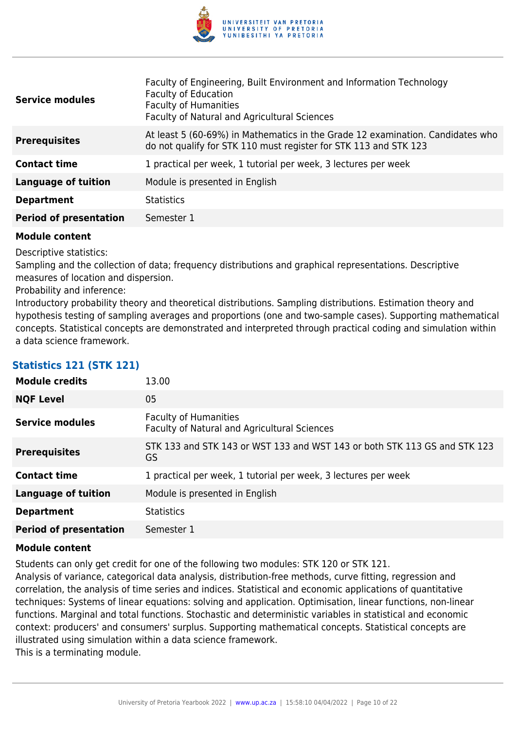| | |
|---|---|
| **Service modules** | Faculty of Engineering, Built Environment and Information Technology<br>Faculty of Education<br>Faculty of Humanities<br>Faculty of Natural and Agricultural Sciences |
| **Prerequisites** | At least 5 (60-69%) in Mathematics in the Grade 12 examination. Candidates who do not qualify for STK 110 must register for STK 113 and STK 123 |
| **Contact time** | 1 practical per week, 1 tutorial per week, 3 lectures per week |
| **Language of tuition** | Module is presented in English |
| **Department** | Statistics |
| **Period of presentation** | Semester 1 |

**Module content**

Descriptive statistics:
Sampling and the collection of data; frequency distributions and graphical representations. Descriptive measures of location and dispersion.
Probability and inference:
Introductory probability theory and theoretical distributions. Sampling distributions. Estimation theory and hypothesis testing of sampling averages and proportions (one and two-sample cases). Supporting mathematical concepts. Statistical concepts are demonstrated and interpreted through practical coding and simulation within a data science framework.

### Statistics 121 (STK 121)

| | |
|---|---|
| **Module credits** | 13.00 |
| **NQF Level** | 05 |
| **Service modules** | Faculty of Humanities<br>Faculty of Natural and Agricultural Sciences |
| **Prerequisites** | STK 133 and STK 143 or WST 133 and WST 143 or both STK 113 GS and STK 123 GS |
| **Contact time** | 1 practical per week, 1 tutorial per week, 3 lectures per week |
| **Language of tuition** | Module is presented in English |
| **Department** | Statistics |
| **Period of presentation** | Semester 1 |

**Module content**

Students can only get credit for one of the following two modules: STK 120 or STK 121.
Analysis of variance, categorical data analysis, distribution-free methods, curve fitting, regression and correlation, the analysis of time series and indices. Statistical and economic applications of quantitative techniques: Systems of linear equations: solving and application. Optimisation, linear functions, non-linear functions. Marginal and total functions. Stochastic and deterministic variables in statistical and economic context: producers' and consumers' surplus. Supporting mathematical concepts. Statistical concepts are illustrated using simulation within a data science framework.
This is a terminating module.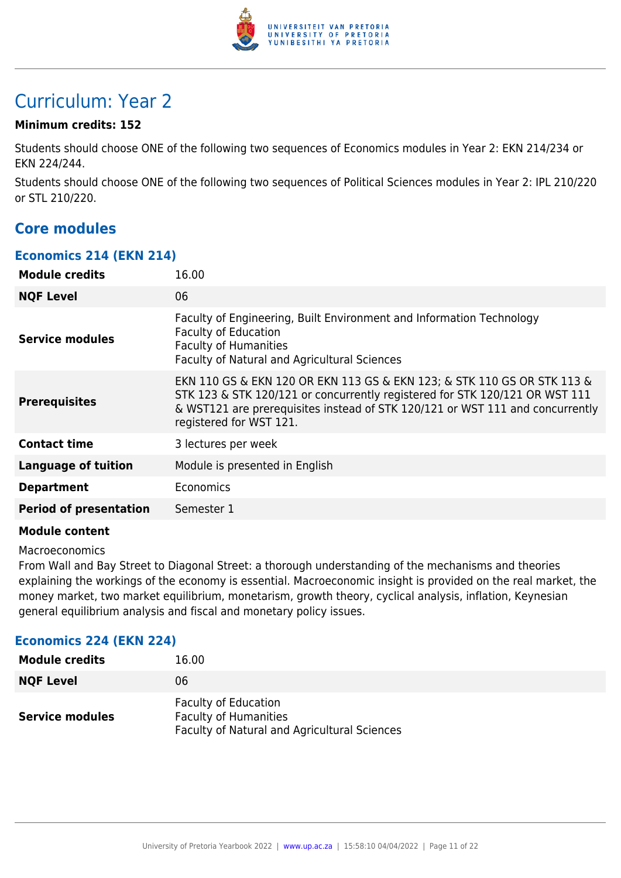# Curriculum: Year 2

**Minimum credits: 152**

Students should choose ONE of the following two sequences of Economics modules in Year 2: EKN 214/234 or EKN 224/244.

Students should choose ONE of the following two sequences of Political Sciences modules in Year 2: IPL 210/220 or STL 210/220.

## Core modules

### Economics 214 (EKN 214)

| | |
|---|---|
| **Module credits** | 16.00 |
| **NQF Level** | 06 |
| **Service modules** | Faculty of Engineering, Built Environment and Information Technology<br>Faculty of Education<br>Faculty of Humanities<br>Faculty of Natural and Agricultural Sciences |
| **Prerequisites** | EKN 110 GS & EKN 120 OR EKN 113 GS & EKN 123; & STK 110 GS OR STK 113 & STK 123 & STK 120/121 or concurrently registered for STK 120/121 OR WST 111 & WST121 are prerequisites instead of STK 120/121 or WST 111 and concurrently registered for WST 121. |
| **Contact time** | 3 lectures per week |
| **Language of tuition** | Module is presented in English |
| **Department** | Economics |
| **Period of presentation** | Semester 1 |

**Module content**

Macroeconomics

From Wall and Bay Street to Diagonal Street: a thorough understanding of the mechanisms and theories explaining the workings of the economy is essential. Macroeconomic insight is provided on the real market, the money market, two market equilibrium, monetarism, growth theory, cyclical analysis, inflation, Keynesian general equilibrium analysis and fiscal and monetary policy issues.

### Economics 224 (EKN 224)

| | |
|---|---|
| **Module credits** | 16.00 |
| **NQF Level** | 06 |
| **Service modules** | Faculty of Education<br>Faculty of Humanities<br>Faculty of Natural and Agricultural Sciences |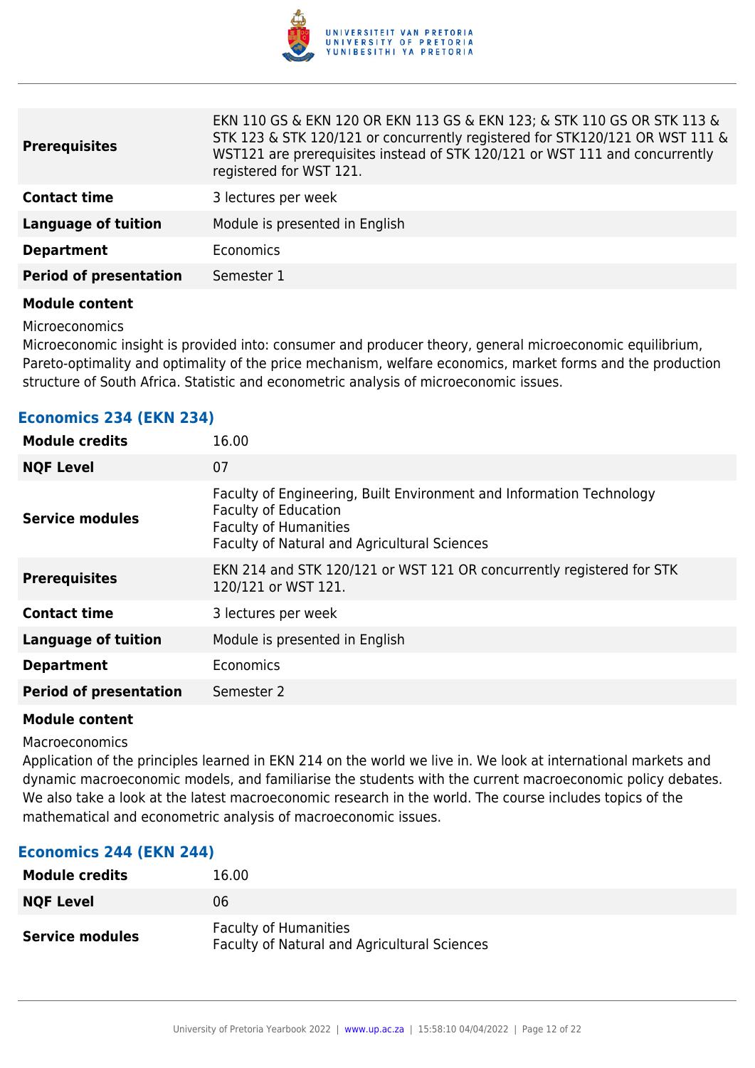| | |
|---|---|
| **Prerequisites** | EKN 110 GS & EKN 120 OR EKN 113 GS & EKN 123; & STK 110 GS OR STK 113 & STK 123 & STK 120/121 or concurrently registered for STK120/121 OR WST 111 & WST121 are prerequisites instead of STK 120/121 or WST 111 and concurrently registered for WST 121. |
| **Contact time** | 3 lectures per week |
| **Language of tuition** | Module is presented in English |
| **Department** | Economics |
| **Period of presentation** | Semester 1 |

**Module content**

Microeconomics

Microeconomic insight is provided into: consumer and producer theory, general microeconomic equilibrium, Pareto-optimality and optimality of the price mechanism, welfare economics, market forms and the production structure of South Africa. Statistic and econometric analysis of microeconomic issues.

### Economics 234 (EKN 234)

| | |
|---|---|
| **Module credits** | 16.00 |
| **NQF Level** | 07 |
| **Service modules** | Faculty of Engineering, Built Environment and Information Technology<br>Faculty of Education<br>Faculty of Humanities<br>Faculty of Natural and Agricultural Sciences |
| **Prerequisites** | EKN 214 and STK 120/121 or WST 121 OR concurrently registered for STK 120/121 or WST 121. |
| **Contact time** | 3 lectures per week |
| **Language of tuition** | Module is presented in English |
| **Department** | Economics |
| **Period of presentation** | Semester 2 |

**Module content**

Macroeconomics

Application of the principles learned in EKN 214 on the world we live in. We look at international markets and dynamic macroeconomic models, and familiarise the students with the current macroeconomic policy debates. We also take a look at the latest macroeconomic research in the world. The course includes topics of the mathematical and econometric analysis of macroeconomic issues.

### Economics 244 (EKN 244)

| | |
|---|---|
| **Module credits** | 16.00 |
| **NQF Level** | 06 |
| **Service modules** | Faculty of Humanities<br>Faculty of Natural and Agricultural Sciences |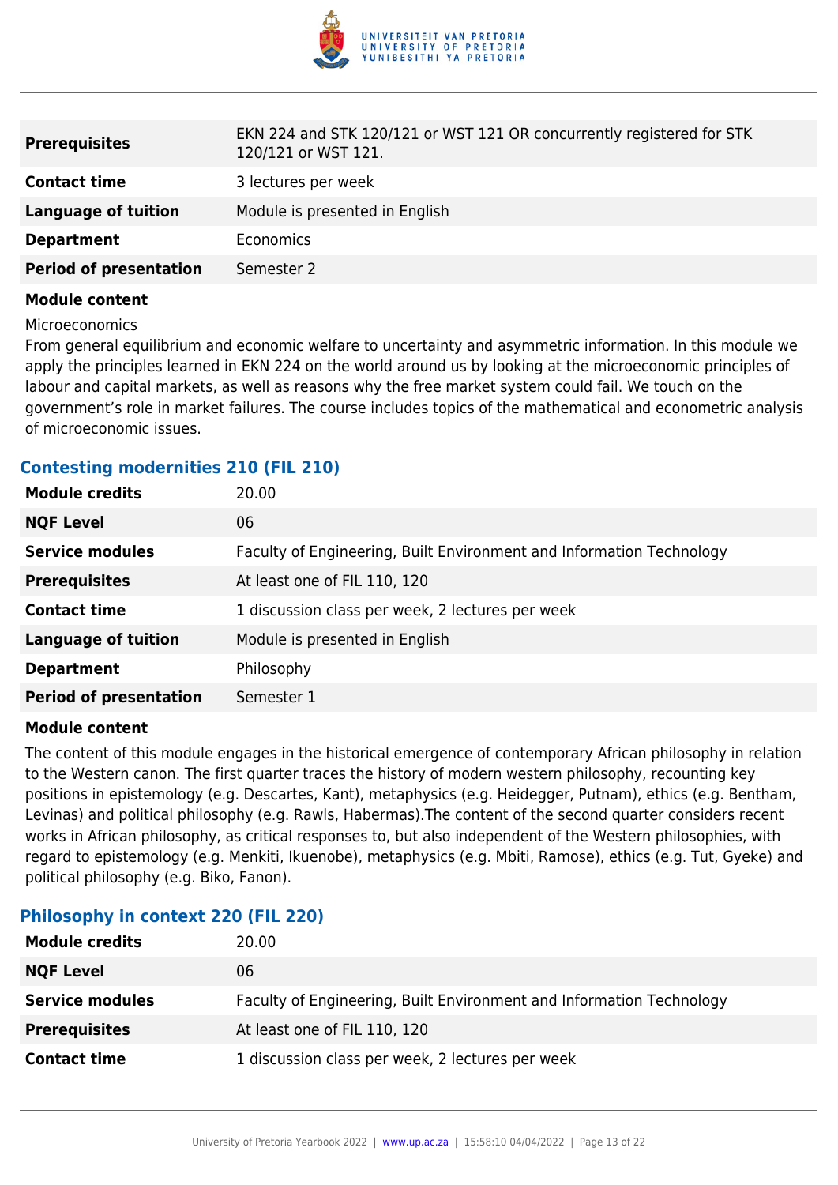| | |
|---|---|
| **Prerequisites** | EKN 224 and STK 120/121 or WST 121 OR concurrently registered for STK 120/121 or WST 121. |
| **Contact time** | 3 lectures per week |
| **Language of tuition** | Module is presented in English |
| **Department** | Economics |
| **Period of presentation** | Semester 2 |

**Module content**

Microeconomics

From general equilibrium and economic welfare to uncertainty and asymmetric information. In this module we apply the principles learned in EKN 224 on the world around us by looking at the microeconomic principles of labour and capital markets, as well as reasons why the free market system could fail. We touch on the government's role in market failures. The course includes topics of the mathematical and econometric analysis of microeconomic issues.

### Contesting modernities 210 (FIL 210)

| | |
|---|---|
| **Module credits** | 20.00 |
| **NQF Level** | 06 |
| **Service modules** | Faculty of Engineering, Built Environment and Information Technology |
| **Prerequisites** | At least one of FIL 110, 120 |
| **Contact time** | 1 discussion class per week, 2 lectures per week |
| **Language of tuition** | Module is presented in English |
| **Department** | Philosophy |
| **Period of presentation** | Semester 1 |

**Module content**

The content of this module engages in the historical emergence of contemporary African philosophy in relation to the Western canon. The first quarter traces the history of modern western philosophy, recounting key positions in epistemology (e.g. Descartes, Kant), metaphysics (e.g. Heidegger, Putnam), ethics (e.g. Bentham, Levinas) and political philosophy (e.g. Rawls, Habermas).The content of the second quarter considers recent works in African philosophy, as critical responses to, but also independent of the Western philosophies, with regard to epistemology (e.g. Menkiti, Ikuenobe), metaphysics (e.g. Mbiti, Ramose), ethics (e.g. Tut, Gyeke) and political philosophy (e.g. Biko, Fanon).

### Philosophy in context 220 (FIL 220)

| | |
|---|---|
| **Module credits** | 20.00 |
| **NQF Level** | 06 |
| **Service modules** | Faculty of Engineering, Built Environment and Information Technology |
| **Prerequisites** | At least one of FIL 110, 120 |
| **Contact time** | 1 discussion class per week, 2 lectures per week |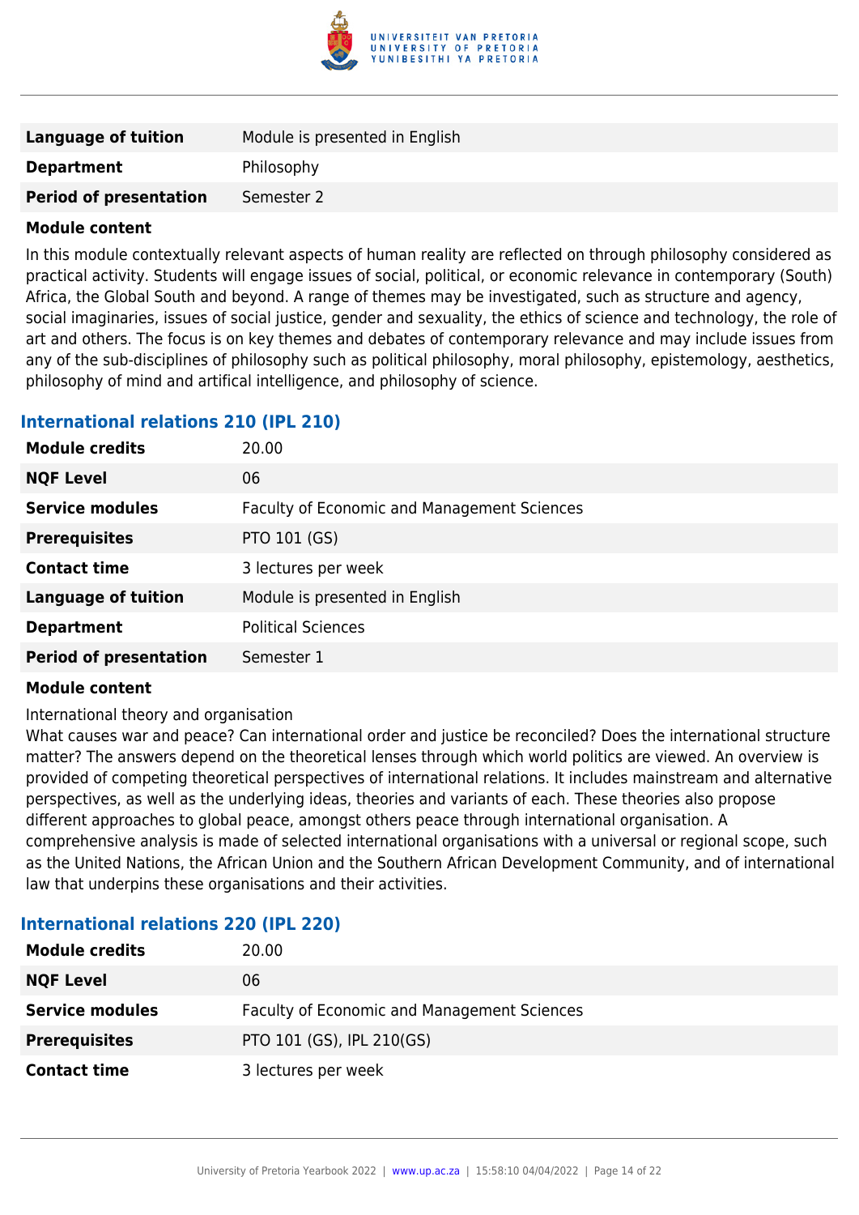| | |
|---|---|
| **Language of tuition** | Module is presented in English |
| **Department** | Philosophy |
| **Period of presentation** | Semester 2 |

**Module content**

In this module contextually relevant aspects of human reality are reflected on through philosophy considered as practical activity. Students will engage issues of social, political, or economic relevance in contemporary (South) Africa, the Global South and beyond. A range of themes may be investigated, such as structure and agency, social imaginaries, issues of social justice, gender and sexuality, the ethics of science and technology, the role of art and others. The focus is on key themes and debates of contemporary relevance and may include issues from any of the sub-disciplines of philosophy such as political philosophy, moral philosophy, epistemology, aesthetics, philosophy of mind and artifical intelligence, and philosophy of science.

### International relations 210 (IPL 210)

| | |
|---|---|
| **Module credits** | 20.00 |
| **NQF Level** | 06 |
| **Service modules** | Faculty of Economic and Management Sciences |
| **Prerequisites** | PTO 101 (GS) |
| **Contact time** | 3 lectures per week |
| **Language of tuition** | Module is presented in English |
| **Department** | Political Sciences |
| **Period of presentation** | Semester 1 |

**Module content**

International theory and organisation
What causes war and peace? Can international order and justice be reconciled? Does the international structure matter? The answers depend on the theoretical lenses through which world politics are viewed. An overview is provided of competing theoretical perspectives of international relations. It includes mainstream and alternative perspectives, as well as the underlying ideas, theories and variants of each. These theories also propose different approaches to global peace, amongst others peace through international organisation. A comprehensive analysis is made of selected international organisations with a universal or regional scope, such as the United Nations, the African Union and the Southern African Development Community, and of international law that underpins these organisations and their activities.

### International relations 220 (IPL 220)

| | |
|---|---|
| **Module credits** | 20.00 |
| **NQF Level** | 06 |
| **Service modules** | Faculty of Economic and Management Sciences |
| **Prerequisites** | PTO 101 (GS), IPL 210(GS) |
| **Contact time** | 3 lectures per week |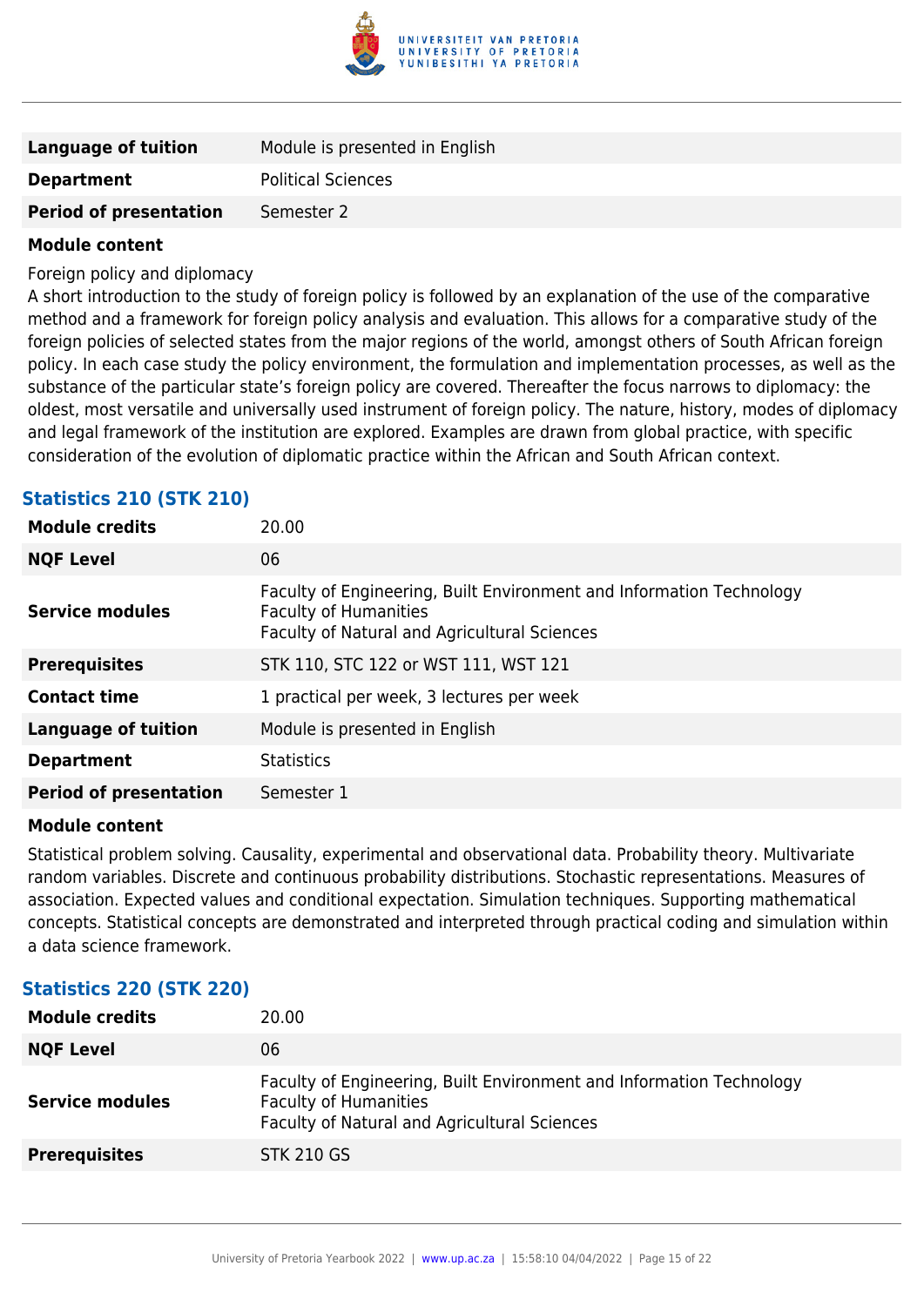| | |
|---|---|
| **Language of tuition** | Module is presented in English |
| **Department** | Political Sciences |
| **Period of presentation** | Semester 2 |

**Module content**

Foreign policy and diplomacy
A short introduction to the study of foreign policy is followed by an explanation of the use of the comparative method and a framework for foreign policy analysis and evaluation. This allows for a comparative study of the foreign policies of selected states from the major regions of the world, amongst others of South African foreign policy. In each case study the policy environment, the formulation and implementation processes, as well as the substance of the particular state's foreign policy are covered. Thereafter the focus narrows to diplomacy: the oldest, most versatile and universally used instrument of foreign policy. The nature, history, modes of diplomacy and legal framework of the institution are explored. Examples are drawn from global practice, with specific consideration of the evolution of diplomatic practice within the African and South African context.

### Statistics 210 (STK 210)

| | |
|---|---|
| **Module credits** | 20.00 |
| **NQF Level** | 06 |
| **Service modules** | Faculty of Engineering, Built Environment and Information Technology<br>Faculty of Humanities<br>Faculty of Natural and Agricultural Sciences |
| **Prerequisites** | STK 110, STC 122 or WST 111, WST 121 |
| **Contact time** | 1 practical per week, 3 lectures per week |
| **Language of tuition** | Module is presented in English |
| **Department** | Statistics |
| **Period of presentation** | Semester 1 |

**Module content**

Statistical problem solving. Causality, experimental and observational data. Probability theory. Multivariate random variables. Discrete and continuous probability distributions. Stochastic representations. Measures of association. Expected values and conditional expectation. Simulation techniques. Supporting mathematical concepts. Statistical concepts are demonstrated and interpreted through practical coding and simulation within a data science framework.

### Statistics 220 (STK 220)

| | |
|---|---|
| **Module credits** | 20.00 |
| **NQF Level** | 06 |
| **Service modules** | Faculty of Engineering, Built Environment and Information Technology<br>Faculty of Humanities<br>Faculty of Natural and Agricultural Sciences |
| **Prerequisites** | STK 210 GS |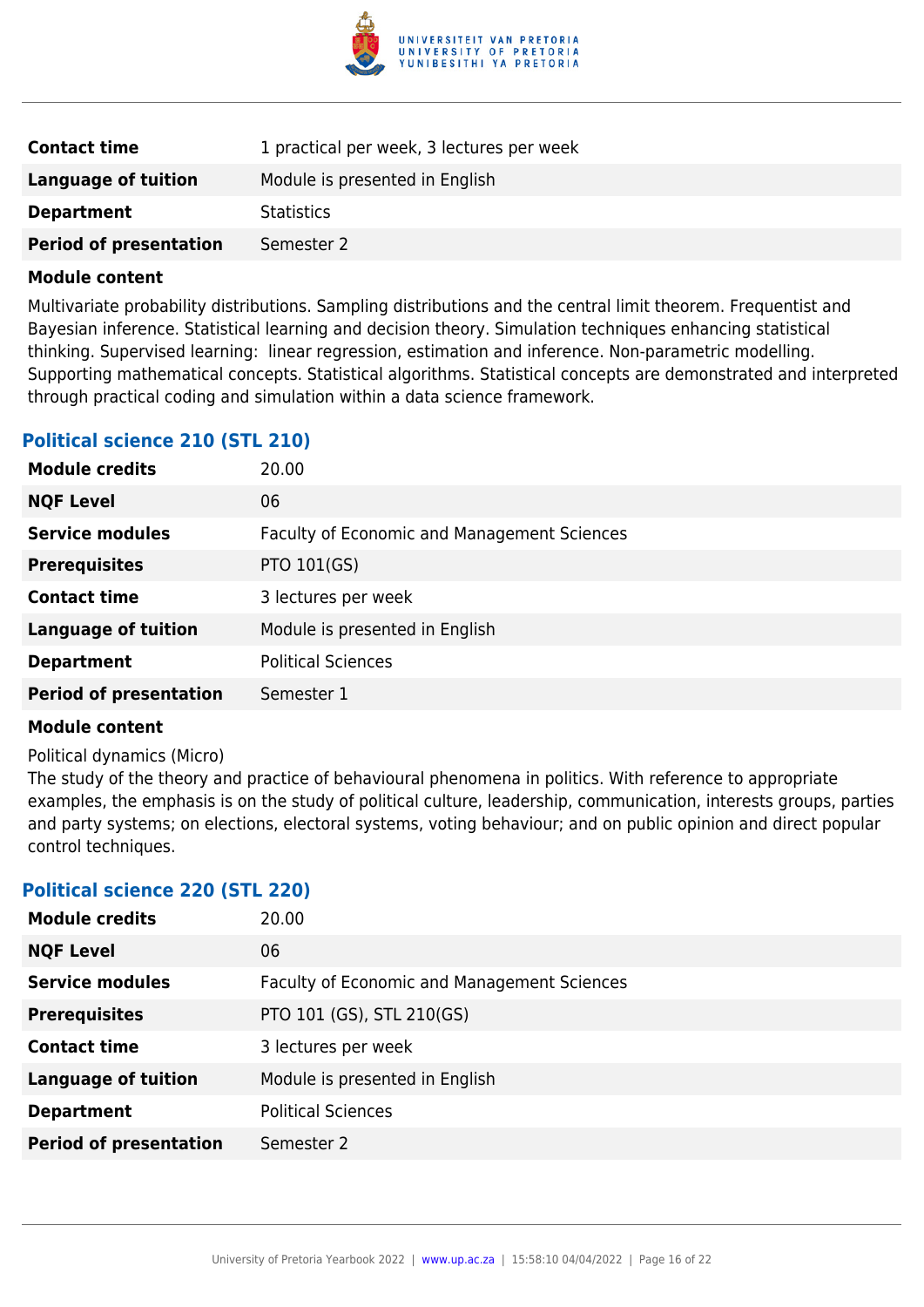| | |
|---|---|
| **Contact time** | 1 practical per week, 3 lectures per week |
| **Language of tuition** | Module is presented in English |
| **Department** | Statistics |
| **Period of presentation** | Semester 2 |

**Module content**

Multivariate probability distributions. Sampling distributions and the central limit theorem. Frequentist and Bayesian inference. Statistical learning and decision theory. Simulation techniques enhancing statistical thinking. Supervised learning: linear regression, estimation and inference. Non-parametric modelling. Supporting mathematical concepts. Statistical algorithms. Statistical concepts are demonstrated and interpreted through practical coding and simulation within a data science framework.

### Political science 210 (STL 210)

| | |
|---|---|
| **Module credits** | 20.00 |
| **NQF Level** | 06 |
| **Service modules** | Faculty of Economic and Management Sciences |
| **Prerequisites** | PTO 101(GS) |
| **Contact time** | 3 lectures per week |
| **Language of tuition** | Module is presented in English |
| **Department** | Political Sciences |
| **Period of presentation** | Semester 1 |

**Module content**

Political dynamics (Micro)

The study of the theory and practice of behavioural phenomena in politics. With reference to appropriate examples, the emphasis is on the study of political culture, leadership, communication, interests groups, parties and party systems; on elections, electoral systems, voting behaviour; and on public opinion and direct popular control techniques.

### Political science 220 (STL 220)

| | |
|---|---|
| **Module credits** | 20.00 |
| **NQF Level** | 06 |
| **Service modules** | Faculty of Economic and Management Sciences |
| **Prerequisites** | PTO 101 (GS), STL 210(GS) |
| **Contact time** | 3 lectures per week |
| **Language of tuition** | Module is presented in English |
| **Department** | Political Sciences |
| **Period of presentation** | Semester 2 |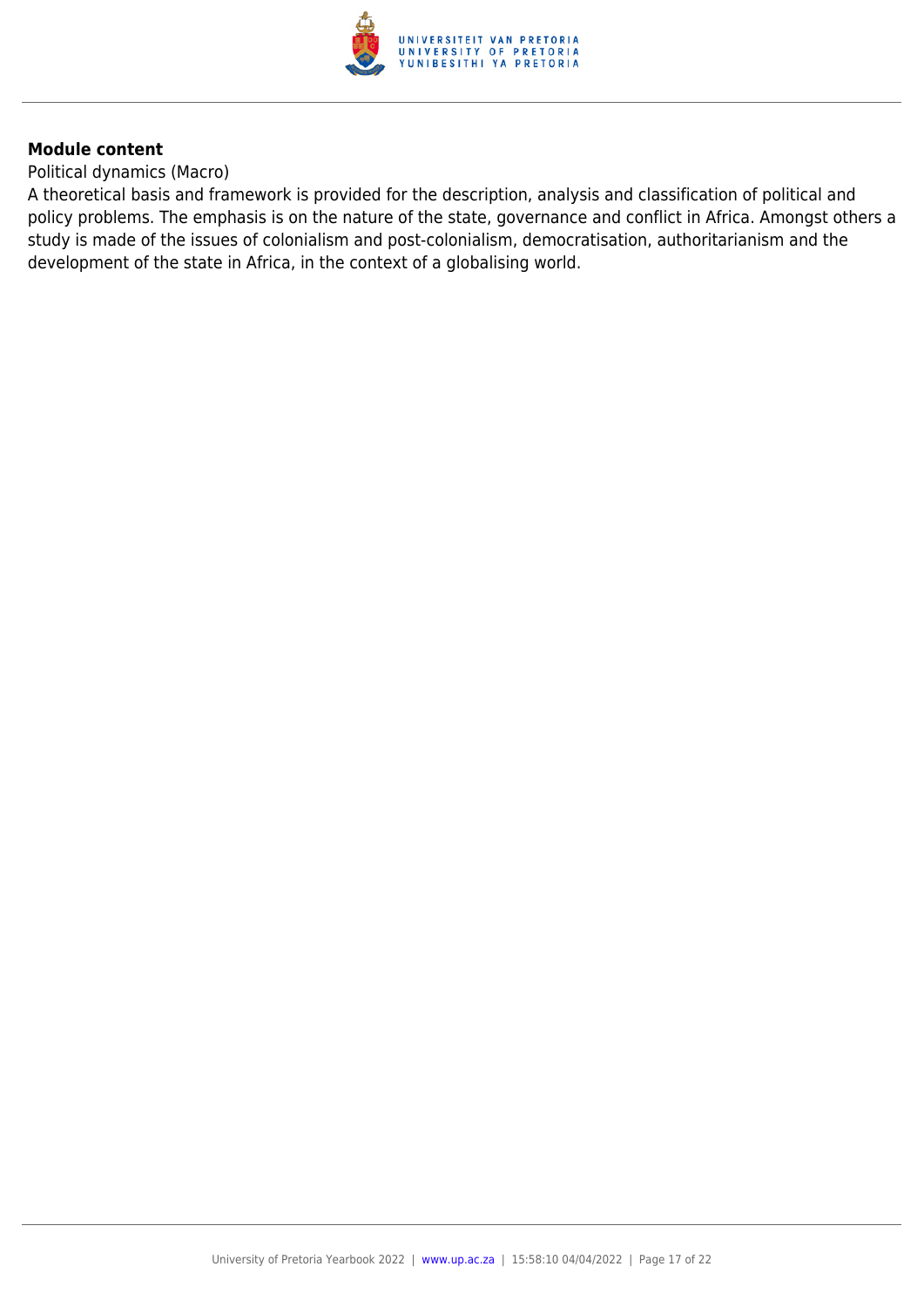**Module content**

Political dynamics (Macro)

A theoretical basis and framework is provided for the description, analysis and classification of political and policy problems. The emphasis is on the nature of the state, governance and conflict in Africa. Amongst others a study is made of the issues of colonialism and post-colonialism, democratisation, authoritarianism and the development of the state in Africa, in the context of a globalising world.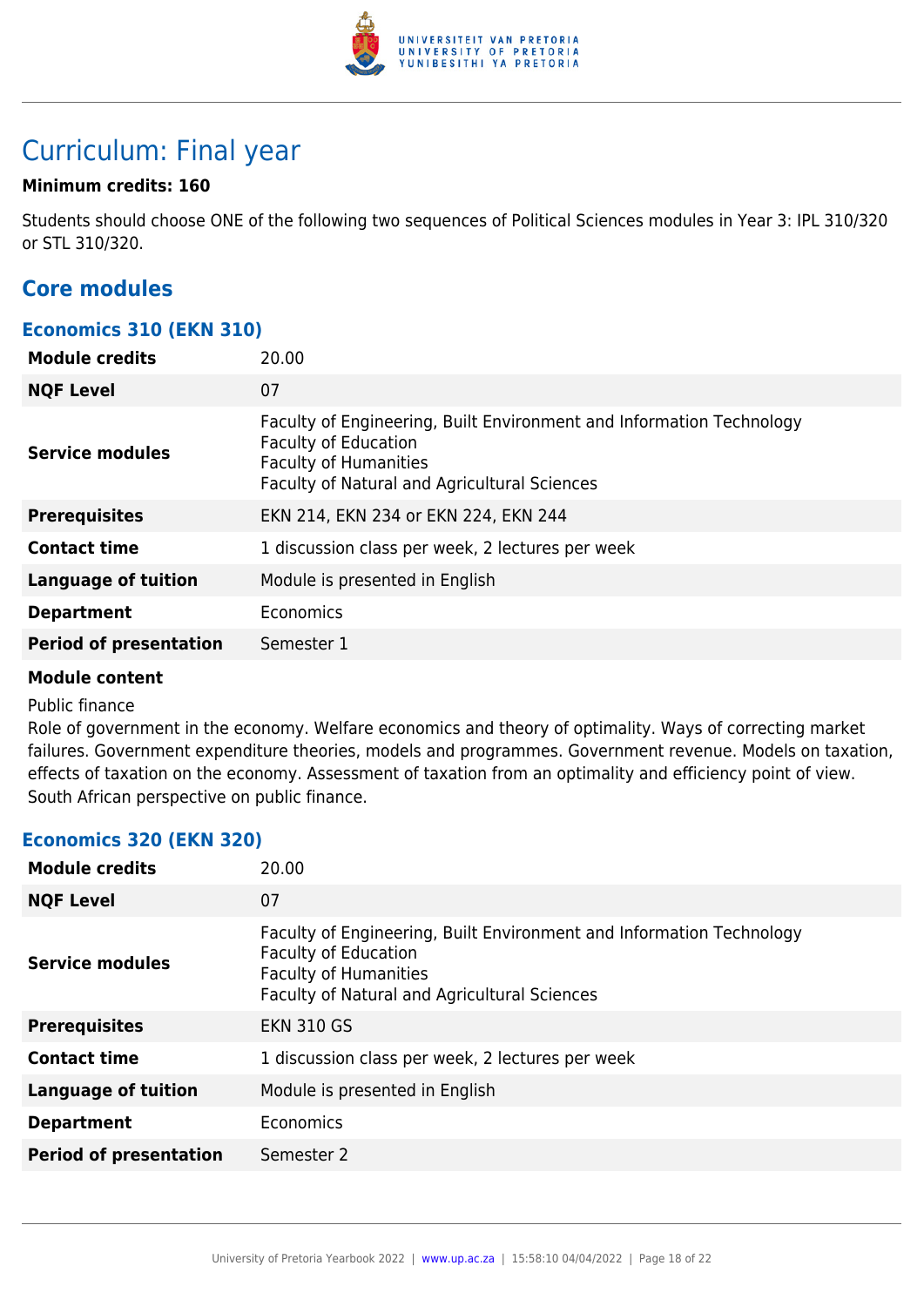# Curriculum: Final year

**Minimum credits: 160**

Students should choose ONE of the following two sequences of Political Sciences modules in Year 3: IPL 310/320 or STL 310/320.

## Core modules

### Economics 310 (EKN 310)

| | |
|---|---|
| **Module credits** | 20.00 |
| **NQF Level** | 07 |
| **Service modules** | Faculty of Engineering, Built Environment and Information Technology<br>Faculty of Education<br>Faculty of Humanities<br>Faculty of Natural and Agricultural Sciences |
| **Prerequisites** | EKN 214, EKN 234 or EKN 224, EKN 244 |
| **Contact time** | 1 discussion class per week, 2 lectures per week |
| **Language of tuition** | Module is presented in English |
| **Department** | Economics |
| **Period of presentation** | Semester 1 |

**Module content**

Public finance

Role of government in the economy. Welfare economics and theory of optimality. Ways of correcting market failures. Government expenditure theories, models and programmes. Government revenue. Models on taxation, effects of taxation on the economy. Assessment of taxation from an optimality and efficiency point of view. South African perspective on public finance.

### Economics 320 (EKN 320)

| | |
|---|---|
| **Module credits** | 20.00 |
| **NQF Level** | 07 |
| **Service modules** | Faculty of Engineering, Built Environment and Information Technology<br>Faculty of Education<br>Faculty of Humanities<br>Faculty of Natural and Agricultural Sciences |
| **Prerequisites** | EKN 310 GS |
| **Contact time** | 1 discussion class per week, 2 lectures per week |
| **Language of tuition** | Module is presented in English |
| **Department** | Economics |
| **Period of presentation** | Semester 2 |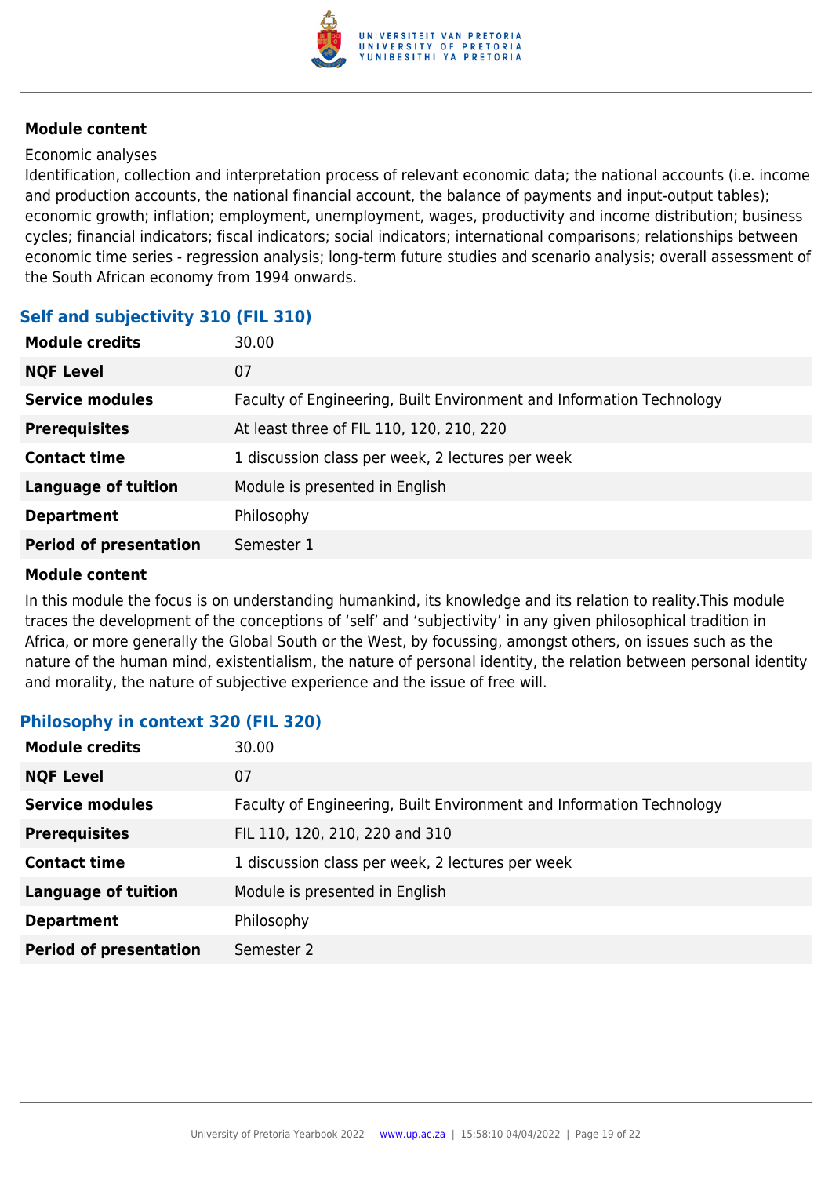**Module content**

Economic analyses

Identification, collection and interpretation process of relevant economic data; the national accounts (i.e. income and production accounts, the national financial account, the balance of payments and input-output tables); economic growth; inflation; employment, unemployment, wages, productivity and income distribution; business cycles; financial indicators; fiscal indicators; social indicators; international comparisons; relationships between economic time series - regression analysis; long-term future studies and scenario analysis; overall assessment of the South African economy from 1994 onwards.

### Self and subjectivity 310 (FIL 310)

| | |
|---|---|
| **Module credits** | 30.00 |
| **NQF Level** | 07 |
| **Service modules** | Faculty of Engineering, Built Environment and Information Technology |
| **Prerequisites** | At least three of FIL 110, 120, 210, 220 |
| **Contact time** | 1 discussion class per week, 2 lectures per week |
| **Language of tuition** | Module is presented in English |
| **Department** | Philosophy |
| **Period of presentation** | Semester 1 |

**Module content**

In this module the focus is on understanding humankind, its knowledge and its relation to reality.This module traces the development of the conceptions of 'self' and 'subjectivity' in any given philosophical tradition in Africa, or more generally the Global South or the West, by focussing, amongst others, on issues such as the nature of the human mind, existentialism, the nature of personal identity, the relation between personal identity and morality, the nature of subjective experience and the issue of free will.

### Philosophy in context 320 (FIL 320)

| | |
|---|---|
| **Module credits** | 30.00 |
| **NQF Level** | 07 |
| **Service modules** | Faculty of Engineering, Built Environment and Information Technology |
| **Prerequisites** | FIL 110, 120, 210, 220 and 310 |
| **Contact time** | 1 discussion class per week, 2 lectures per week |
| **Language of tuition** | Module is presented in English |
| **Department** | Philosophy |
| **Period of presentation** | Semester 2 |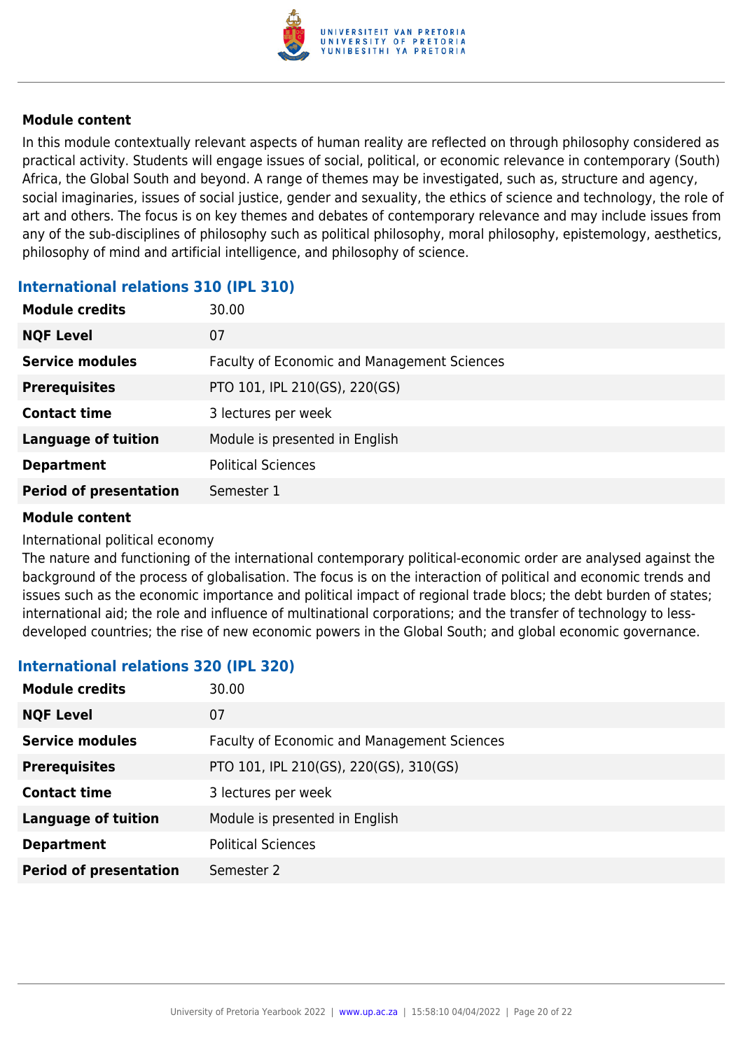**Module content**

In this module contextually relevant aspects of human reality are reflected on through philosophy considered as practical activity. Students will engage issues of social, political, or economic relevance in contemporary (South) Africa, the Global South and beyond. A range of themes may be investigated, such as, structure and agency, social imaginaries, issues of social justice, gender and sexuality, the ethics of science and technology, the role of art and others. The focus is on key themes and debates of contemporary relevance and may include issues from any of the sub-disciplines of philosophy such as political philosophy, moral philosophy, epistemology, aesthetics, philosophy of mind and artificial intelligence, and philosophy of science.

### International relations 310 (IPL 310)

| | |
|---|---|
| **Module credits** | 30.00 |
| **NQF Level** | 07 |
| **Service modules** | Faculty of Economic and Management Sciences |
| **Prerequisites** | PTO 101, IPL 210(GS), 220(GS) |
| **Contact time** | 3 lectures per week |
| **Language of tuition** | Module is presented in English |
| **Department** | Political Sciences |
| **Period of presentation** | Semester 1 |

**Module content**

International political economy

The nature and functioning of the international contemporary political-economic order are analysed against the background of the process of globalisation. The focus is on the interaction of political and economic trends and issues such as the economic importance and political impact of regional trade blocs; the debt burden of states; international aid; the role and influence of multinational corporations; and the transfer of technology to less-developed countries; the rise of new economic powers in the Global South; and global economic governance.

### International relations 320 (IPL 320)

| | |
|---|---|
| **Module credits** | 30.00 |
| **NQF Level** | 07 |
| **Service modules** | Faculty of Economic and Management Sciences |
| **Prerequisites** | PTO 101, IPL 210(GS), 220(GS), 310(GS) |
| **Contact time** | 3 lectures per week |
| **Language of tuition** | Module is presented in English |
| **Department** | Political Sciences |
| **Period of presentation** | Semester 2 |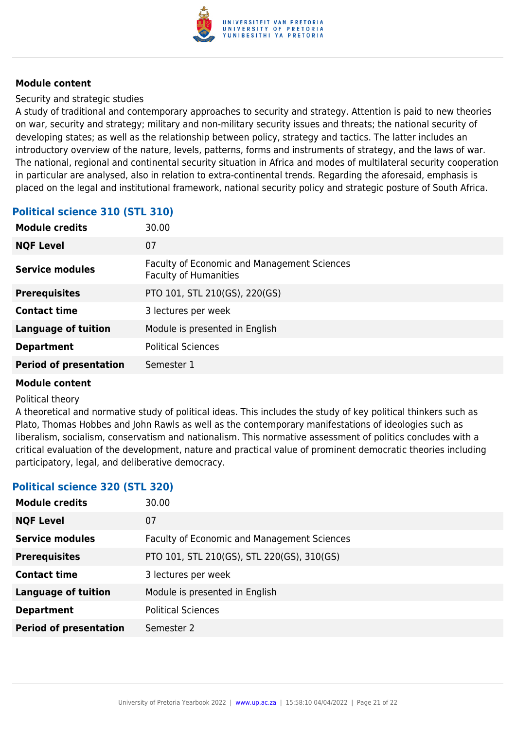**Module content**

Security and strategic studies

A study of traditional and contemporary approaches to security and strategy. Attention is paid to new theories on war, security and strategy; military and non-military security issues and threats; the national security of developing states; as well as the relationship between policy, strategy and tactics. The latter includes an introductory overview of the nature, levels, patterns, forms and instruments of strategy, and the laws of war. The national, regional and continental security situation in Africa and modes of multilateral security cooperation in particular are analysed, also in relation to extra-continental trends. Regarding the aforesaid, emphasis is placed on the legal and institutional framework, national security policy and strategic posture of South Africa.

### Political science 310 (STL 310)

| | |
|---|---|
| **Module credits** | 30.00 |
| **NQF Level** | 07 |
| **Service modules** | Faculty of Economic and Management Sciences<br>Faculty of Humanities |
| **Prerequisites** | PTO 101, STL 210(GS), 220(GS) |
| **Contact time** | 3 lectures per week |
| **Language of tuition** | Module is presented in English |
| **Department** | Political Sciences |
| **Period of presentation** | Semester 1 |

**Module content**

Political theory

A theoretical and normative study of political ideas. This includes the study of key political thinkers such as Plato, Thomas Hobbes and John Rawls as well as the contemporary manifestations of ideologies such as liberalism, socialism, conservatism and nationalism. This normative assessment of politics concludes with a critical evaluation of the development, nature and practical value of prominent democratic theories including participatory, legal, and deliberative democracy.

### Political science 320 (STL 320)

| | |
|---|---|
| **Module credits** | 30.00 |
| **NQF Level** | 07 |
| **Service modules** | Faculty of Economic and Management Sciences |
| **Prerequisites** | PTO 101, STL 210(GS), STL 220(GS), 310(GS) |
| **Contact time** | 3 lectures per week |
| **Language of tuition** | Module is presented in English |
| **Department** | Political Sciences |
| **Period of presentation** | Semester 2 |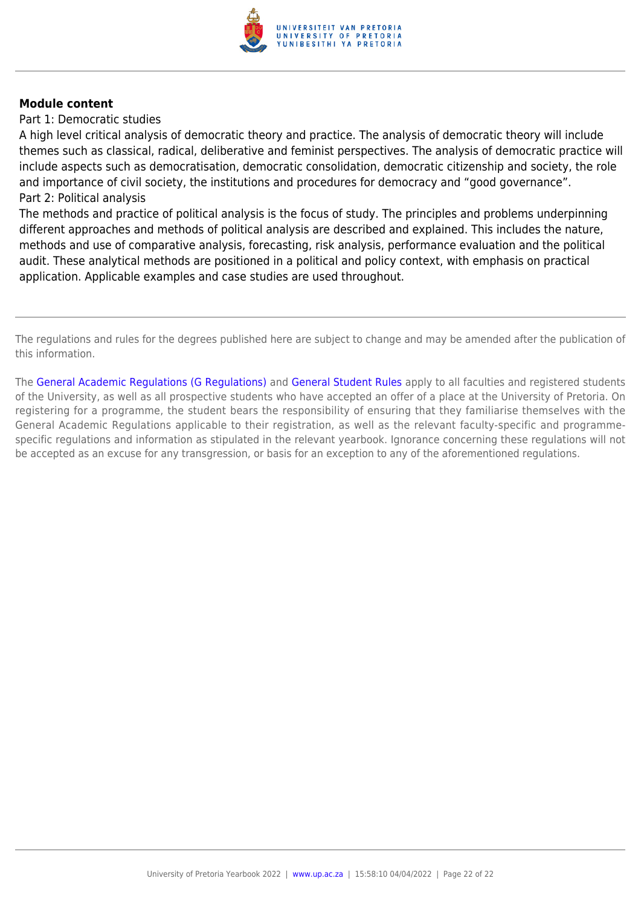**Module content**

Part 1: Democratic studies

A high level critical analysis of democratic theory and practice. The analysis of democratic theory will include themes such as classical, radical, deliberative and feminist perspectives. The analysis of democratic practice will include aspects such as democratisation, democratic consolidation, democratic citizenship and society, the role and importance of civil society, the institutions and procedures for democracy and "good governance".

Part 2: Political analysis

The methods and practice of political analysis is the focus of study. The principles and problems underpinning different approaches and methods of political analysis are described and explained. This includes the nature, methods and use of comparative analysis, forecasting, risk analysis, performance evaluation and the political audit. These analytical methods are positioned in a political and policy context, with emphasis on practical application. Applicable examples and case studies are used throughout.

---

The regulations and rules for the degrees published here are subject to change and may be amended after the publication of this information.

The General Academic Regulations (G Regulations) and General Student Rules apply to all faculties and registered students of the University, as well as all prospective students who have accepted an offer of a place at the University of Pretoria. On registering for a programme, the student bears the responsibility of ensuring that they familiarise themselves with the General Academic Regulations applicable to their registration, as well as the relevant faculty-specific and programme-specific regulations and information as stipulated in the relevant yearbook. Ignorance concerning these regulations will not be accepted as an excuse for any transgression, or basis for an exception to any of the aforementioned regulations.